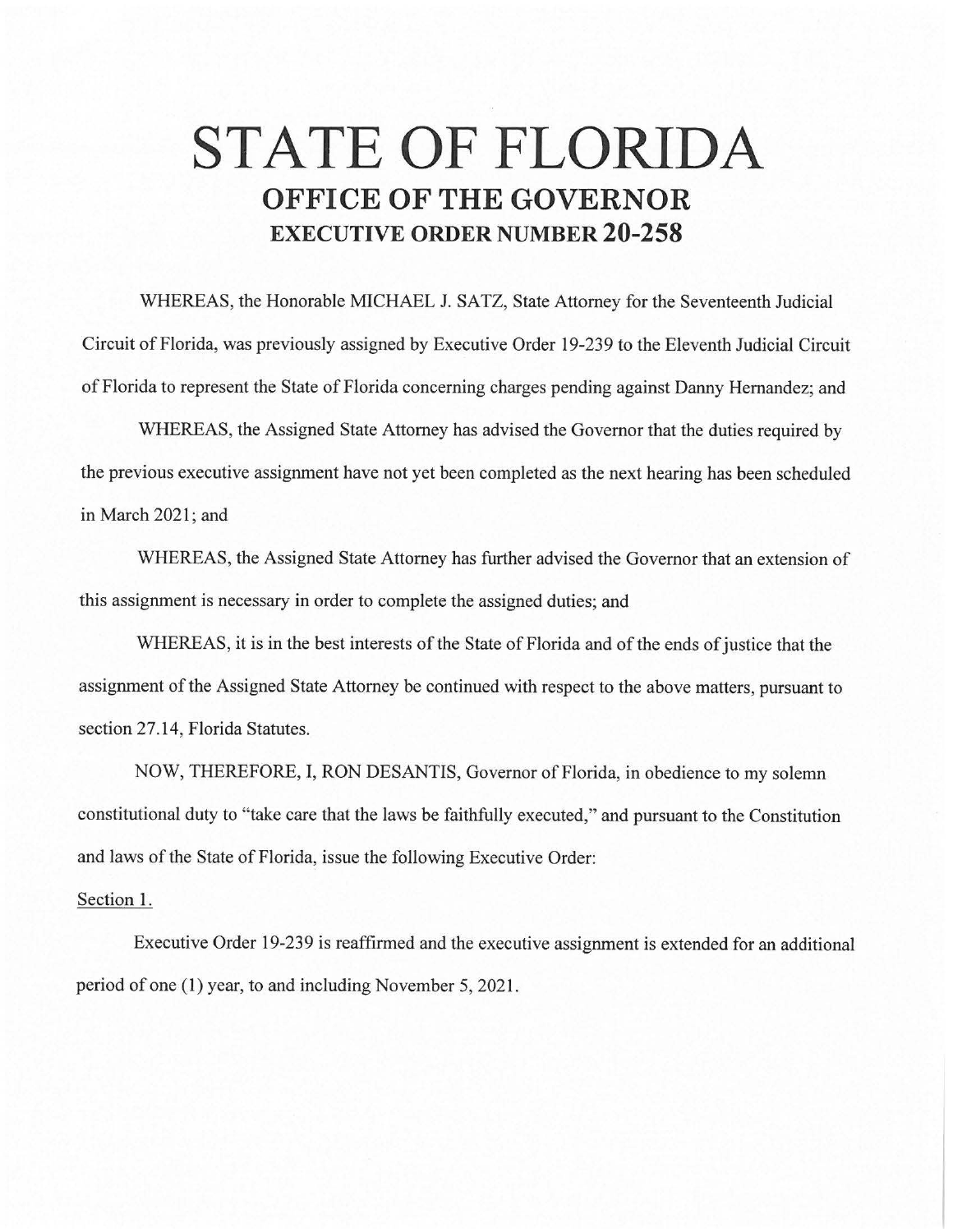# STATE OF FLORIDA
## OFFICE OF THE GOVERNOR
### EXECUTIVE ORDER NUMBER 20-258

WHEREAS, the Honorable MICHAEL J. SATZ, State Attorney for the Seventeenth Judicial Circuit of Florida, was previously assigned by Executive Order 19-239 to the Eleventh Judicial Circuit of Florida to represent the State of Florida concerning charges pending against Danny Hernandez; and

WHEREAS, the Assigned State Attorney has advised the Governor that the duties required by the previous executive assignment have not yet been completed as the next hearing has been scheduled in March 2021; and

WHEREAS, the Assigned State Attorney has further advised the Governor that an extension of this assignment is necessary in order to complete the assigned duties; and

WHEREAS, it is in the best interests of the State of Florida and of the ends of justice that the assignment of the Assigned State Attorney be continued with respect to the above matters, pursuant to section 27.14, Florida Statutes.

NOW, THEREFORE, I, RON DESANTIS, Governor of Florida, in obedience to my solemn constitutional duty to "take care that the laws be faithfully executed," and pursuant to the Constitution and laws of the State of Florida, issue the following Executive Order:

Section 1.

Executive Order 19-239 is reaffirmed and the executive assignment is extended for an additional period of one (1) year, to and including November 5, 2021.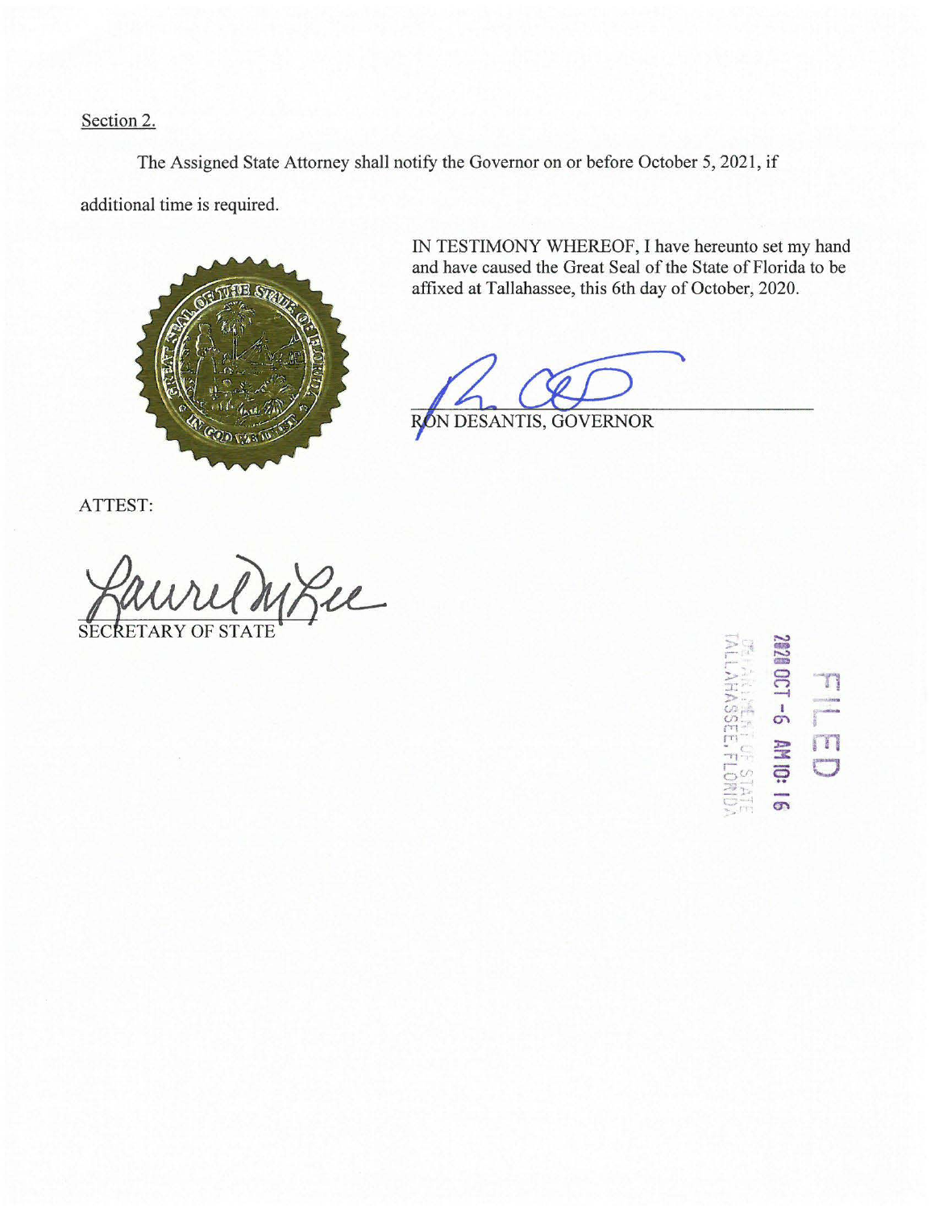Section 2.

The Assigned State Attorney shall notify the Governor on or before October 5, 2021, if additional time is required.

IN TESTIMONY WHEREOF, I have hereunto set my hand and have caused the Great Seal of the State of Florida to be affixed at Tallahassee, this 6th day of October, 2020.

RON DESANTIS, GOVERNOR

ATTEST:

SECRETARY OF STATE

FILED

2020 OCT -6 AM 10: 16

DEPARTMENT OF STATE
TALLAHASSEE, FLORIDA